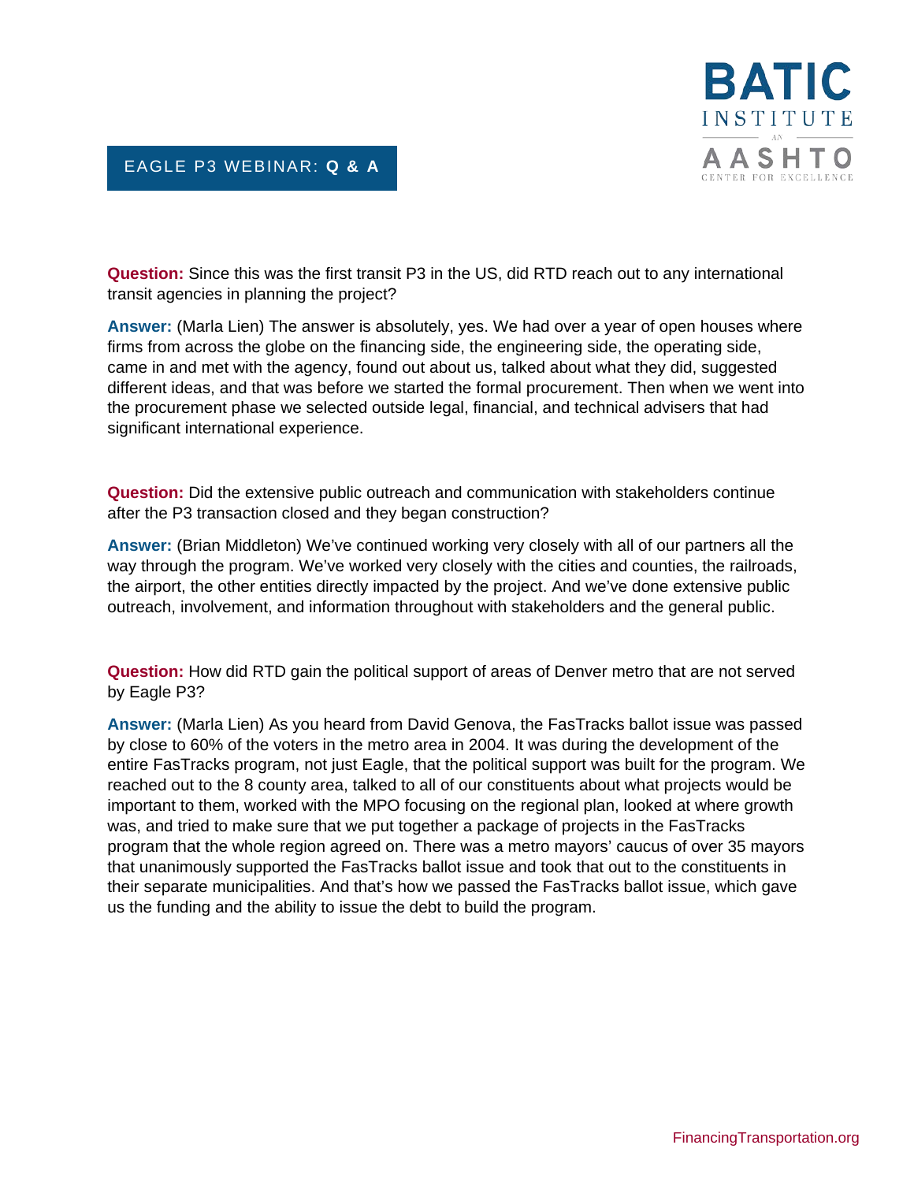# EAGLE P3 WEBINAR: **Q & A**

**Question:** Since this was the first transit P3 in the US, did RTD reach out to any international transit agencies in planning the project?

**Answer:** (Marla Lien) The answer is absolutely, yes. We had over a year of open houses where firms from across the globe on the financing side, the engineering side, the operating side, came in and met with the agency, found out about us, talked about what they did, suggested different ideas, and that was before we started the formal procurement. Then when we went into the procurement phase we selected outside legal, financial, and technical advisers that had significant international experience.

**Question:** Did the extensive public outreach and communication with stakeholders continue after the P3 transaction closed and they began construction?

**Answer:** (Brian Middleton) We've continued working very closely with all of our partners all the way through the program. We've worked very closely with the cities and counties, the railroads, the airport, the other entities directly impacted by the project. And we've done extensive public outreach, involvement, and information throughout with stakeholders and the general public.

**Question:** How did RTD gain the political support of areas of Denver metro that are not served by Eagle P3?

**Answer:** (Marla Lien) As you heard from David Genova, the FasTracks ballot issue was passed by close to 60% of the voters in the metro area in 2004. It was during the development of the entire FasTracks program, not just Eagle, that the political support was built for the program. We reached out to the 8 county area, talked to all of our constituents about what projects would be important to them, worked with the MPO focusing on the regional plan, looked at where growth was, and tried to make sure that we put together a package of projects in the FasTracks program that the whole region agreed on. There was a metro mayors' caucus of over 35 mayors that unanimously supported the FasTracks ballot issue and took that out to the constituents in their separate municipalities. And that's how we passed the FasTracks ballot issue, which gave us the funding and the ability to issue the debt to build the program.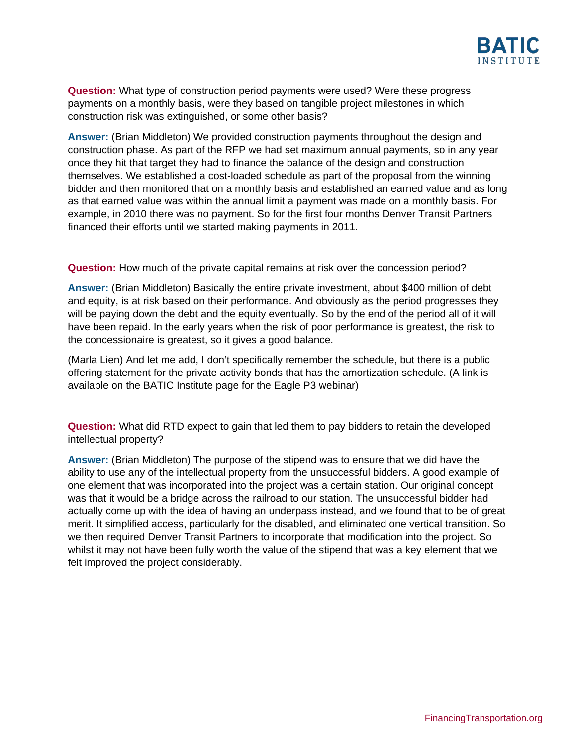**Question:** What type of construction period payments were used? Were these progress payments on a monthly basis, were they based on tangible project milestones in which construction risk was extinguished, or some other basis?

**Answer:** (Brian Middleton) We provided construction payments throughout the design and construction phase. As part of the RFP we had set maximum annual payments, so in any year once they hit that target they had to finance the balance of the design and construction themselves. We established a cost-loaded schedule as part of the proposal from the winning bidder and then monitored that on a monthly basis and established an earned value and as long as that earned value was within the annual limit a payment was made on a monthly basis. For example, in 2010 there was no payment. So for the first four months Denver Transit Partners financed their efforts until we started making payments in 2011.

**Question:** How much of the private capital remains at risk over the concession period?

**Answer:** (Brian Middleton) Basically the entire private investment, about $400 million of debt and equity, is at risk based on their performance. And obviously as the period progresses they will be paying down the debt and the equity eventually. So by the end of the period all of it will have been repaid. In the early years when the risk of poor performance is greatest, the risk to the concessionaire is greatest, so it gives a good balance.

(Marla Lien) And let me add, I don't specifically remember the schedule, but there is a public offering statement for the private activity bonds that has the amortization schedule. (A link is available on the BATIC Institute page for the Eagle P3 webinar)

**Question:** What did RTD expect to gain that led them to pay bidders to retain the developed intellectual property?

**Answer:** (Brian Middleton) The purpose of the stipend was to ensure that we did have the ability to use any of the intellectual property from the unsuccessful bidders. A good example of one element that was incorporated into the project was a certain station. Our original concept was that it would be a bridge across the railroad to our station. The unsuccessful bidder had actually come up with the idea of having an underpass instead, and we found that to be of great merit. It simplified access, particularly for the disabled, and eliminated one vertical transition. So we then required Denver Transit Partners to incorporate that modification into the project. So whilst it may not have been fully worth the value of the stipend that was a key element that we felt improved the project considerably.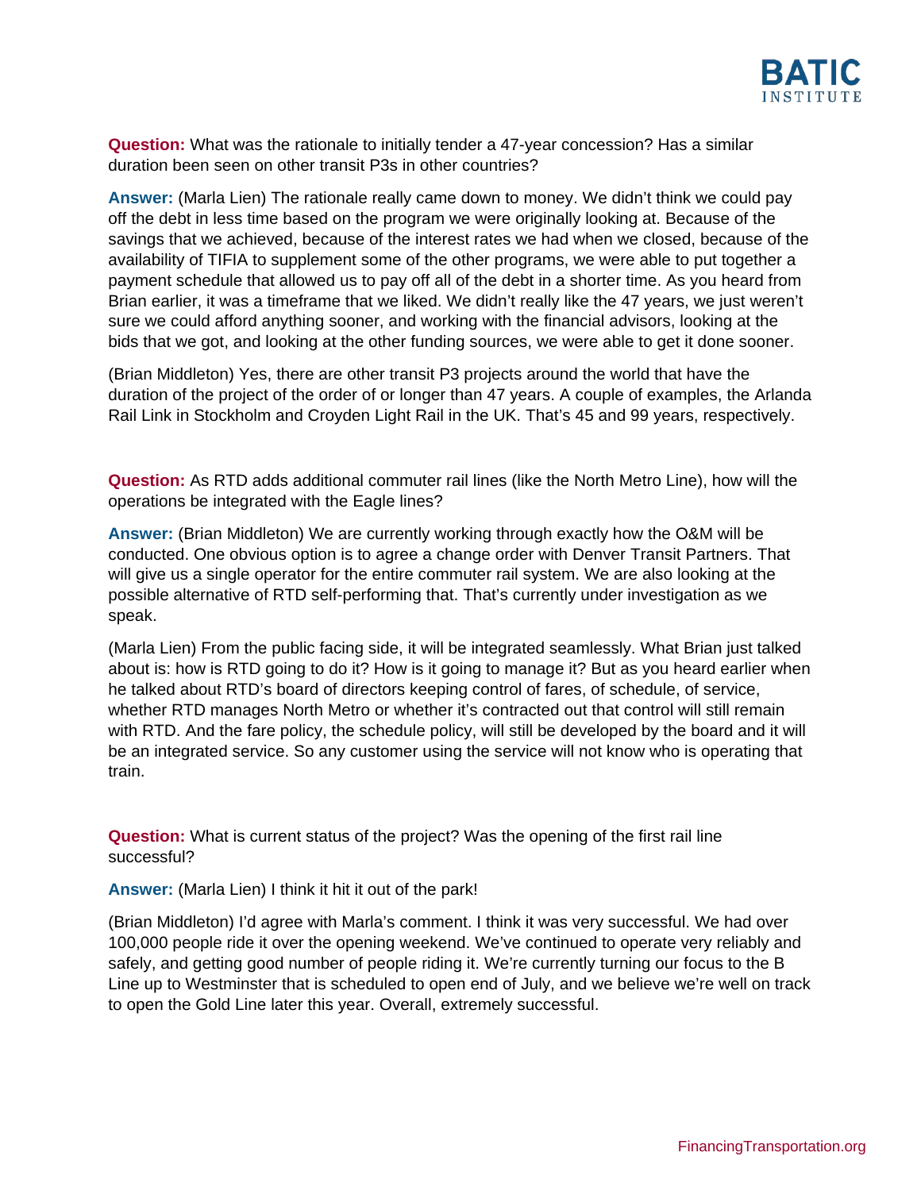**Question:** What was the rationale to initially tender a 47-year concession? Has a similar duration been seen on other transit P3s in other countries?

**Answer:** (Marla Lien) The rationale really came down to money. We didn't think we could pay off the debt in less time based on the program we were originally looking at. Because of the savings that we achieved, because of the interest rates we had when we closed, because of the availability of TIFIA to supplement some of the other programs, we were able to put together a payment schedule that allowed us to pay off all of the debt in a shorter time. As you heard from Brian earlier, it was a timeframe that we liked. We didn't really like the 47 years, we just weren't sure we could afford anything sooner, and working with the financial advisors, looking at the bids that we got, and looking at the other funding sources, we were able to get it done sooner.

(Brian Middleton) Yes, there are other transit P3 projects around the world that have the duration of the project of the order of or longer than 47 years. A couple of examples, the Arlanda Rail Link in Stockholm and Croyden Light Rail in the UK. That's 45 and 99 years, respectively.

**Question:** As RTD adds additional commuter rail lines (like the North Metro Line), how will the operations be integrated with the Eagle lines?

**Answer:** (Brian Middleton) We are currently working through exactly how the O&M will be conducted. One obvious option is to agree a change order with Denver Transit Partners. That will give us a single operator for the entire commuter rail system. We are also looking at the possible alternative of RTD self-performing that. That's currently under investigation as we speak.

(Marla Lien) From the public facing side, it will be integrated seamlessly. What Brian just talked about is: how is RTD going to do it? How is it going to manage it? But as you heard earlier when he talked about RTD's board of directors keeping control of fares, of schedule, of service, whether RTD manages North Metro or whether it's contracted out that control will still remain with RTD. And the fare policy, the schedule policy, will still be developed by the board and it will be an integrated service. So any customer using the service will not know who is operating that train.

**Question:** What is current status of the project? Was the opening of the first rail line successful?

**Answer:** (Marla Lien) I think it hit it out of the park!

(Brian Middleton) I'd agree with Marla's comment. I think it was very successful. We had over 100,000 people ride it over the opening weekend. We've continued to operate very reliably and safely, and getting good number of people riding it. We're currently turning our focus to the B Line up to Westminster that is scheduled to open end of July, and we believe we're well on track to open the Gold Line later this year. Overall, extremely successful.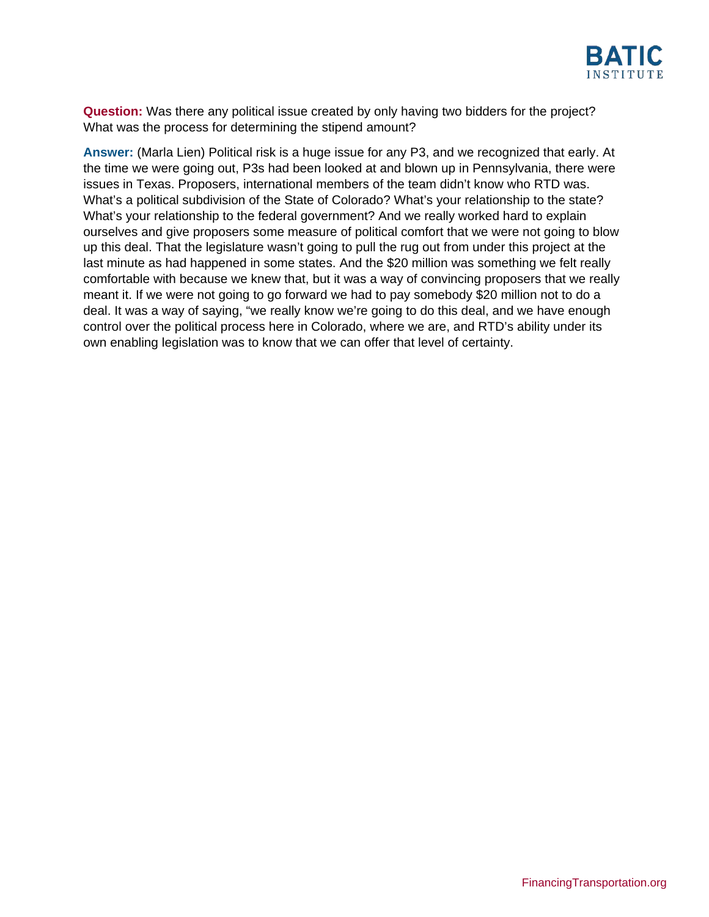**Question:** Was there any political issue created by only having two bidders for the project? What was the process for determining the stipend amount?

**Answer:** (Marla Lien) Political risk is a huge issue for any P3, and we recognized that early. At the time we were going out, P3s had been looked at and blown up in Pennsylvania, there were issues in Texas. Proposers, international members of the team didn't know who RTD was. What's a political subdivision of the State of Colorado? What's your relationship to the state? What's your relationship to the federal government? And we really worked hard to explain ourselves and give proposers some measure of political comfort that we were not going to blow up this deal. That the legislature wasn't going to pull the rug out from under this project at the last minute as had happened in some states. And the $20 million was something we felt really comfortable with because we knew that, but it was a way of convincing proposers that we really meant it. If we were not going to go forward we had to pay somebody $20 million not to do a deal. It was a way of saying, "we really know we're going to do this deal, and we have enough control over the political process here in Colorado, where we are, and RTD's ability under its own enabling legislation was to know that we can offer that level of certainty.